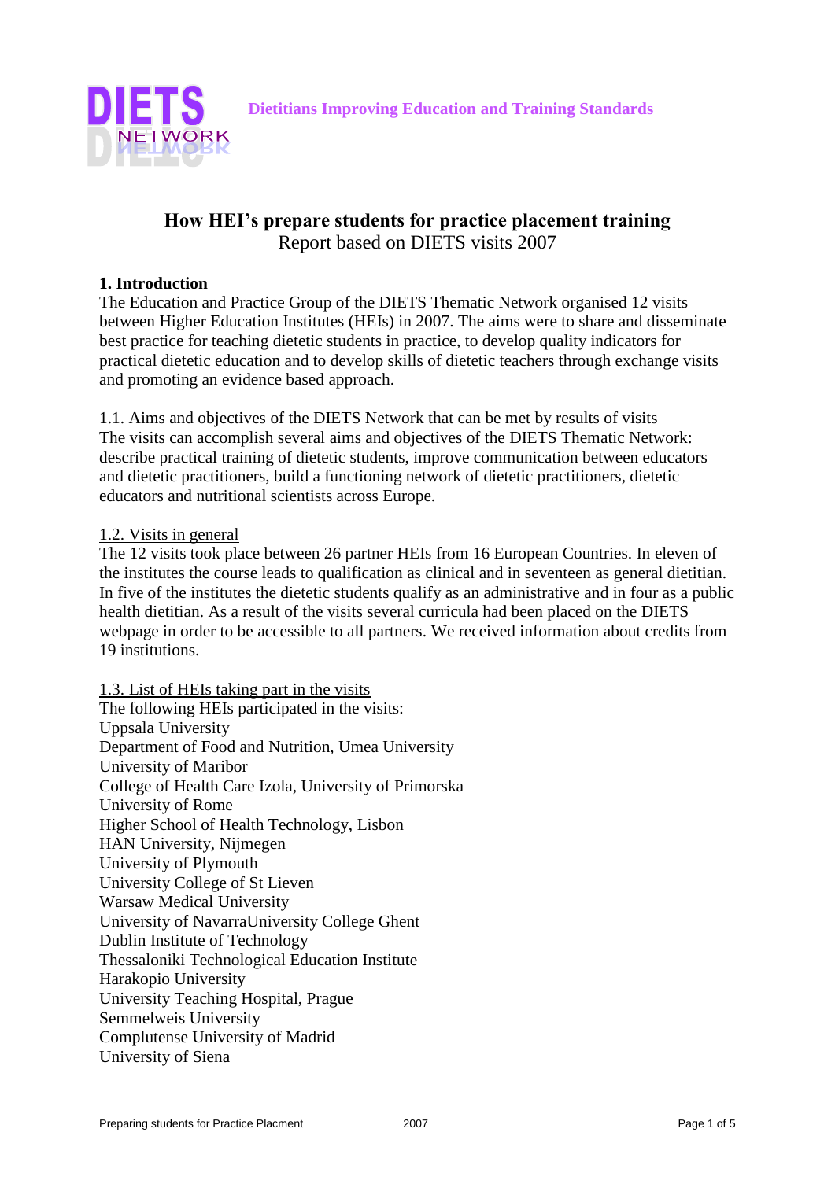DIETS NETWORK

**Dietitians Improving Education and Training Standards**

# How HEI's prepare students for practice placement training

Report based on DIETS visits 2007

## 1. Introduction

The Education and Practice Group of the DIETS Thematic Network organised 12 visits between Higher Education Institutes (HEIs) in 2007. The aims were to share and disseminate best practice for teaching dietetic students in practice, to develop quality indicators for practical dietetic education and to develop skills of dietetic teachers through exchange visits and promoting an evidence based approach.

### 1.1. Aims and objectives of the DIETS Network that can be met by results of visits

The visits can accomplish several aims and objectives of the DIETS Thematic Network: describe practical training of dietetic students, improve communication between educators and dietetic practitioners, build a functioning network of dietetic practitioners, dietetic educators and nutritional scientists across Europe.

### 1.2. Visits in general

The 12 visits took place between 26 partner HEIs from 16 European Countries. In eleven of the institutes the course leads to qualification as clinical and in seventeen as general dietitian. In five of the institutes the dietetic students qualify as an administrative and in four as a public health dietitian. As a result of the visits several curricula had been placed on the DIETS webpage in order to be accessible to all partners. We received information about credits from 19 institutions.

### 1.3. List of HEIs taking part in the visits

The following HEIs participated in the visits:

Uppsala University  
Department of Food and Nutrition, Umea University  
University of Maribor  
College of Health Care Izola, University of Primorska  
University of Rome  
Higher School of Health Technology, Lisbon  
HAN University, Nijmegen  
University of Plymouth  
University College of St Lieven  
Warsaw Medical University  
University of NavarraUniversity College Ghent  
Dublin Institute of Technology  
Thessaloniki Technological Education Institute  
Harakopio University  
University Teaching Hospital, Prague  
Semmelweis University  
Complutense University of Madrid  
University of Siena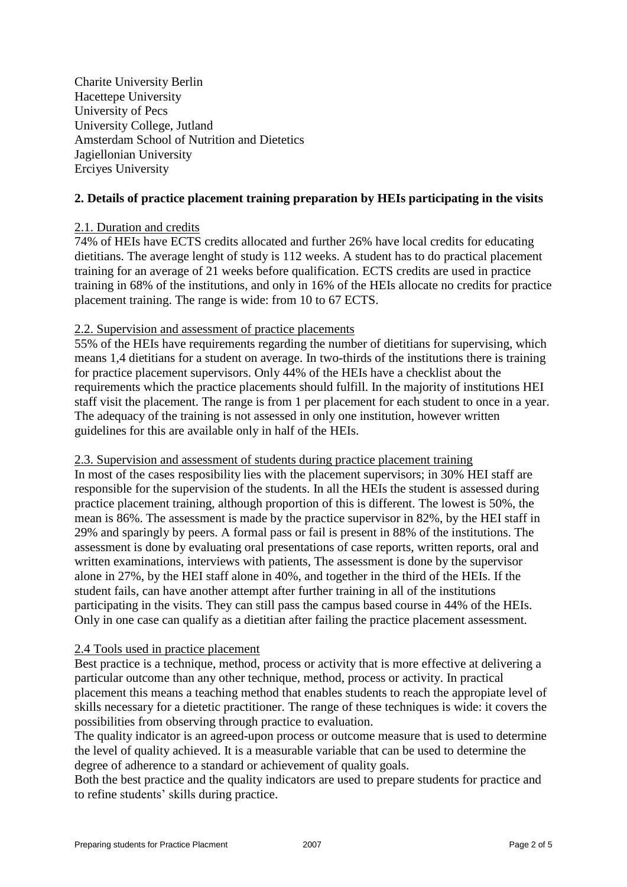Charite University Berlin
Hacettepe University
University of Pecs
University College, Jutland
Amsterdam School of Nutrition and Dietetics
Jagiellonian University
Erciyes University

## 2. Details of practice placement training preparation by HEIs participating in the visits

### 2.1. Duration and credits

74% of HEIs have ECTS credits allocated and further 26% have local credits for educating dietitians. The average lenght of study is 112 weeks. A student has to do practical placement training for an average of 21 weeks before qualification. ECTS credits are used in practice training in 68% of the institutions, and only in 16% of the HEIs allocate no credits for practice placement training. The range is wide: from 10 to 67 ECTS.

### 2.2. Supervision and assessment of practice placements

55% of the HEIs have requirements regarding the number of dietitians for supervising, which means 1,4 dietitians for a student on average. In two-thirds of the institutions there is training for practice placement supervisors. Only 44% of the HEIs have a checklist about the requirements which the practice placements should fulfill. In the majority of institutions HEI staff visit the placement. The range is from 1 per placement for each student to once in a year. The adequacy of the training is not assessed in only one institution, however written guidelines for this are available only in half of the HEIs.

### 2.3. Supervision and assessment of students during practice placement training

In most of the cases resposibility lies with the placement supervisors; in 30% HEI staff are responsible for the supervision of the students. In all the HEIs the student is assessed during practice placement training, although proportion of this is different. The lowest is 50%, the mean is 86%. The assessment is made by the practice supervisor in 82%, by the HEI staff in 29% and sparingly by peers. A formal pass or fail is present in 88% of the institutions. The assessment is done by evaluating oral presentations of case reports, written reports, oral and written examinations, interviews with patients, The assessment is done by the supervisor alone in 27%, by the HEI staff alone in 40%, and together in the third of the HEIs. If the student fails, can have another attempt after further training in all of the institutions participating in the visits. They can still pass the campus based course in 44% of the HEIs. Only in one case can qualify as a dietitian after failing the practice placement assessment.

### 2.4 Tools used in practice placement

Best practice is a technique, method, process or activity that is more effective at delivering a particular outcome than any other technique, method, process or activity. In practical placement this means a teaching method that enables students to reach the appopiate level of skills necessary for a dietetic practitioner. The range of these techniques is wide: it covers the possibilities from observing through practice to evaluation.

The quality indicator is an agreed-upon process or outcome measure that is used to determine the level of quality achieved. It is a measurable variable that can be used to determine the degree of adherence to a standard or achievement of quality goals.

Both the best practice and the quality indicators are used to prepare students for practice and to refine students' skills during practice.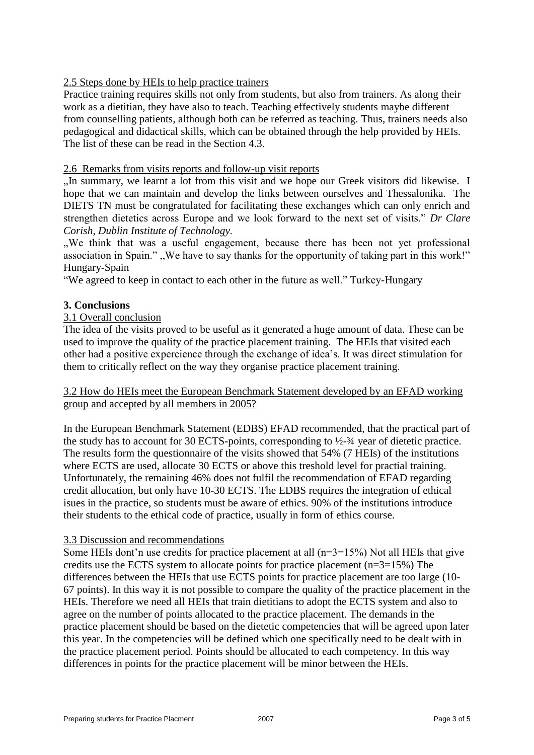2.5 Steps done by HEIs to help practice trainers

Practice training requires skills not only from students, but also from trainers. As along their work as a dietitian, they have also to teach. Teaching effectively students maybe different from counselling patients, although both can be referred as teaching. Thus, trainers needs also pedagogical and didactical skills, which can be obtained through the help provided by HEIs. The list of these can be read in the Section 4.3.

2.6 Remarks from visits reports and follow-up visit reports

„In summary, we learnt a lot from this visit and we hope our Greek visitors did likewise. I hope that we can maintain and develop the links between ourselves and Thessalonika. The DIETS TN must be congratulated for facilitating these exchanges which can only enrich and strengthen dietetics across Europe and we look forward to the next set of visits." *Dr Clare Corish, Dublin Institute of Technology.*

„We think that was a useful engagement, because there has been not yet professional association in Spain." „We have to say thanks for the opportunity of taking part in this work!" Hungary-Spain

"We agreed to keep in contact to each other in the future as well." Turkey-Hungary

**3. Conclusions**

3.1 Overall conclusion

The idea of the visits proved to be useful as it generated a huge amount of data. These can be used to improve the quality of the practice placement training. The HEIs that visited each other had a positive expercience through the exchange of idea's. It was direct stimulation for them to critically reflect on the way they organise practice placement training.

3.2 How do HEIs meet the European Benchmark Statement developed by an EFAD working group and accepted by all members in 2005?

In the European Benchmark Statement (EDBS) EFAD recommended, that the practical part of the study has to account for 30 ECTS-points, corresponding to ½-¾ year of dietetic practice. The results form the questionnaire of the visits showed that 54% (7 HEIs) of the institutions where ECTS are used, allocate 30 ECTS or above this treshold level for practial training. Unfortunately, the remaining 46% does not fulfil the recommendation of EFAD regarding credit allocation, but only have 10-30 ECTS. The EDBS requires the integration of ethical isues in the practice, so students must be aware of ethics. 90% of the institutions introduce their students to the ethical code of practice, usually in form of ethics course.

3.3 Discussion and recommendations

Some HEIs dont'n use credits for practice placement at all (n=3=15%) Not all HEIs that give credits use the ECTS system to allocate points for practice placement (n=3=15%) The differences between the HEIs that use ECTS points for practice placement are too large (10-67 points). In this way it is not possible to compare the quality of the practice placement in the HEIs. Therefore we need all HEIs that train dietitians to adopt the ECTS system and also to agree on the number of points allocated to the practice placement. The demands in the practice placement should be based on the dietetic competencies that will be agreed upon later this year. In the competencies will be defined which one specifically need to be dealt with in the practice placement period. Points should be allocated to each competency. In this way differences in points for the practice placement will be minor between the HEIs.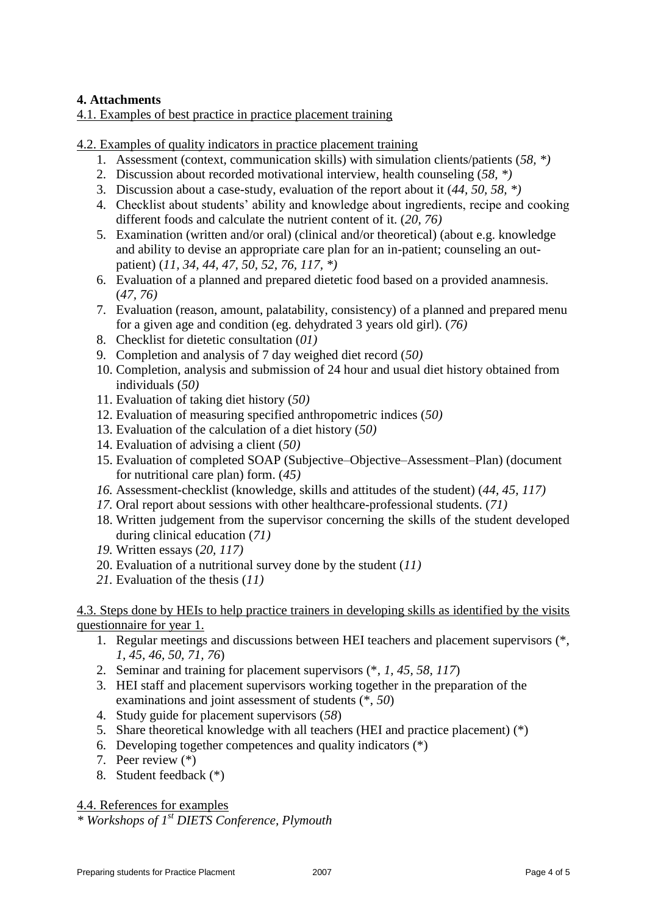## 4. Attachments

4.1. Examples of best practice in practice placement training

4.2. Examples of quality indicators in practice placement training

1. Assessment (context, communication skills) with simulation clients/patients (*58, **)
2. Discussion about recorded motivational interview, health counseling (*58, **)
3. Discussion about a case-study, evaluation of the report about it (*44, 50, 58, **)
4. Checklist about students' ability and knowledge about ingredients, recipe and cooking different foods and calculate the nutrient content of it. (*20, 76)*
5. Examination (written and/or oral) (clinical and/or theoretical) (about e.g. knowledge and ability to devise an appropriate care plan for an in-patient; counseling an out-patient) (*11, 34, 44, 47, 50, 52, 76, 117, **)
6. Evaluation of a planned and prepared dietetic food based on a provided anamnesis. (*47, 76)*
7. Evaluation (reason, amount, palatability, consistency) of a planned and prepared menu for a given age and condition (eg. dehydrated 3 years old girl). (*76)*
8. Checklist for dietetic consultation (*01)*
9. Completion and analysis of 7 day weighed diet record (*50)*
10. Completion, analysis and submission of 24 hour and usual diet history obtained from individuals (*50)*
11. Evaluation of taking diet history (*50)*
12. Evaluation of measuring specified anthropometric indices (*50)*
13. Evaluation of the calculation of a diet history (*50)*
14. Evaluation of advising a client (*50)*
15. Evaluation of completed SOAP (Subjective–Objective–Assessment–Plan) (document for nutritional care plan) form. (*45)*
16. Assessment-checklist (knowledge, skills and attitudes of the student) (*44, 45, 117)*
17. Oral report about sessions with other healthcare-professional students. (*71)*
18. Written judgement from the supervisor concerning the skills of the student developed during clinical education (*71)*
19. Written essays (*20, 117)*
20. Evaluation of a nutritional survey done by the student (*11)*
21. Evaluation of the thesis (*11)*

4.3. Steps done by HEIs to help practice trainers in developing skills as identified by the visits questionnaire for year 1.

1. Regular meetings and discussions between HEI teachers and placement supervisors (*, *1, 45, 46, 50, 71, 76*)
2. Seminar and training for placement supervisors (*, *1, 45, 58, 117*)
3. HEI staff and placement supervisors working together in the preparation of the examinations and joint assessment of students (*, *50*)
4. Study guide for placement supervisors (*58*)
5. Share theoretical knowledge with all teachers (HEI and practice placement) (*)
6. Developing together competences and quality indicators (*)
7. Peer review (*)
8. Student feedback (*)

4.4. References for examples

*\* Workshops of 1st DIETS Conference, Plymouth*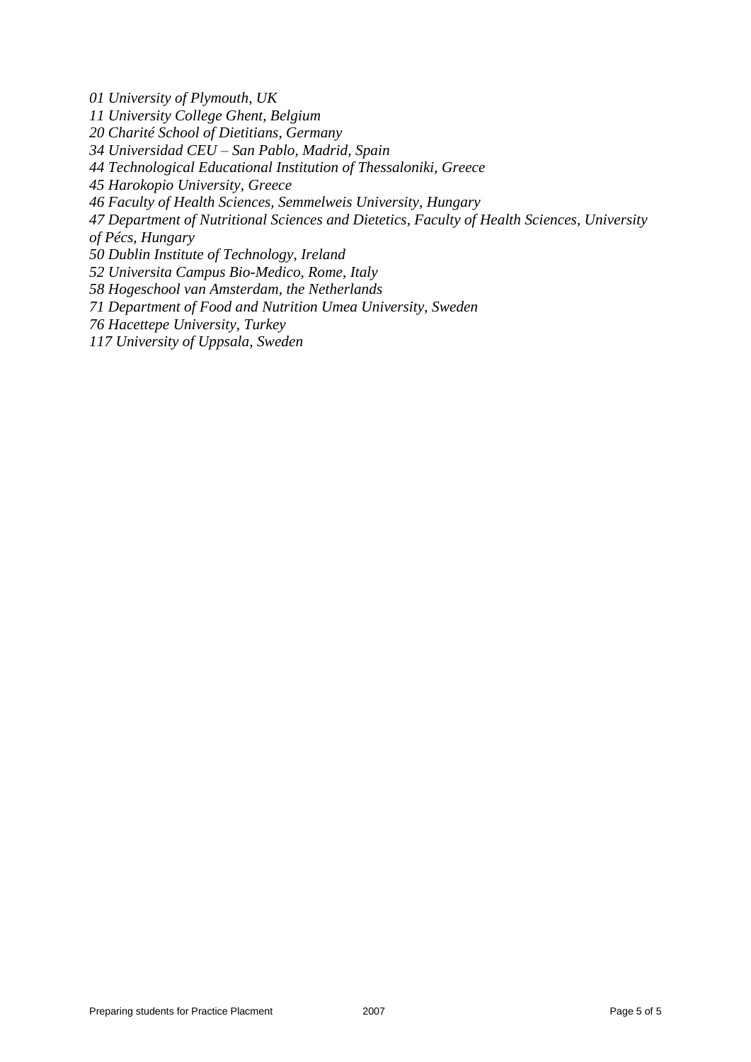*01 University of Plymouth, UK*
*11 University College Ghent, Belgium*
*20 Charité School of Dietitians, Germany*
*34 Universidad CEU – San Pablo, Madrid, Spain*
*44 Technological Educational Institution of Thessaloniki, Greece*
*45 Harokopio University, Greece*
*46 Faculty of Health Sciences, Semmelweis University, Hungary*
*47 Department of Nutritional Sciences and Dietetics, Faculty of Health Sciences, University of Pécs, Hungary*
*50 Dublin Institute of Technology, Ireland*
*52 Universita Campus Bio-Medico, Rome, Italy*
*58 Hogeschool van Amsterdam, the Netherlands*
*71 Department of Food and Nutrition Umea University, Sweden*
*76 Hacettepe University, Turkey*
*117 University of Uppsala, Sweden*